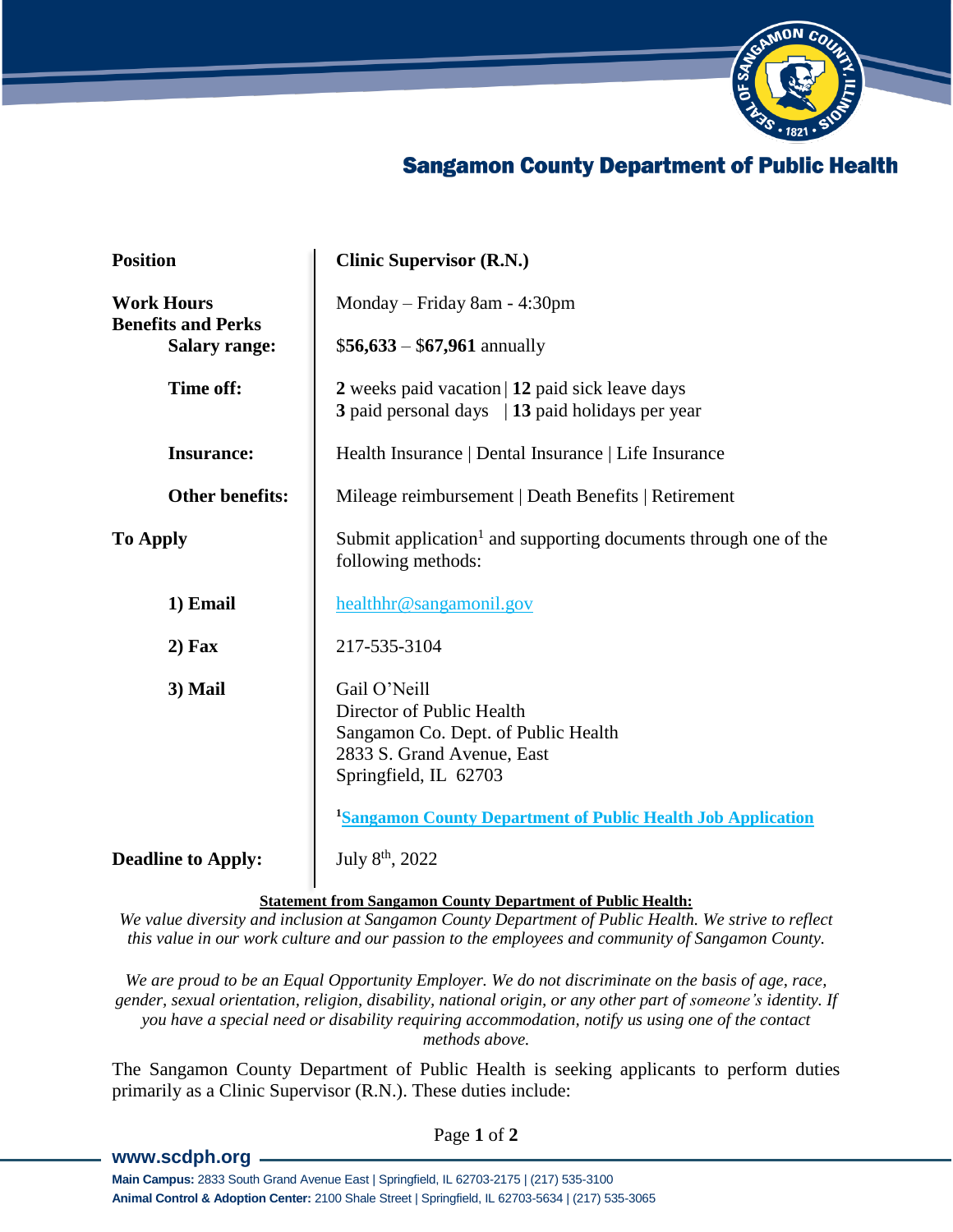# Sangamon County Department of Public Health

| | |
|---|---|
| **Position** | **Clinic Supervisor (R.N.)** |
| **Work Hours** | Monday – Friday 8am - 4:30pm |
| **Benefits and Perks** | |
| **Salary range:** | $**56,633** – $**67,961** annually |
| **Time off:** | **2** weeks paid vacation \| **12** paid sick leave days<br>**3** paid personal days \| **13** paid holidays per year |
| **Insurance:** | Health Insurance \| Dental Insurance \| Life Insurance |
| **Other benefits:** | Mileage reimbursement \| Death Benefits \| Retirement |
| **To Apply** | Submit application[1] and supporting documents through one of the following methods: |
| **1) Email** | healthhr@sangamonil.gov |
| **2) Fax** | 217-535-3104 |
| **3) Mail** | Gail O'Neill<br>Director of Public Health<br>Sangamon Co. Dept. of Public Health<br>2833 S. Grand Avenue, East<br>Springfield, IL 62703 |
| | [1] **Sangamon County Department of Public Health Job Application** |
| **Deadline to Apply:** | July 8th, 2022 |

**Statement from Sangamon County Department of Public Health:**

*We value diversity and inclusion at Sangamon County Department of Public Health. We strive to reflect this value in our work culture and our passion to the employees and community of Sangamon County.*

*We are proud to be an Equal Opportunity Employer. We do not discriminate on the basis of age, race, gender, sexual orientation, religion, disability, national origin, or any other part of someone's identity. If you have a special need or disability requiring accommodation, notify us using one of the contact methods above.*

The Sangamon County Department of Public Health is seeking applicants to perform duties primarily as a Clinic Supervisor (R.N.). These duties include: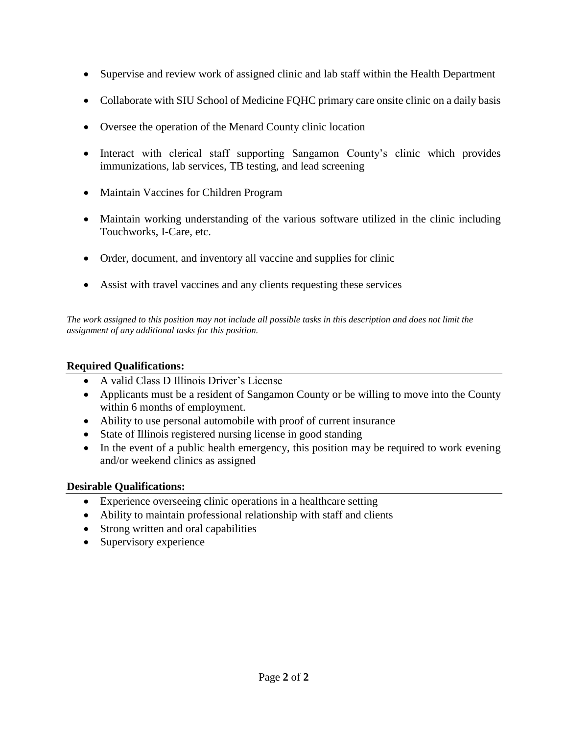- Supervise and review work of assigned clinic and lab staff within the Health Department
- Collaborate with SIU School of Medicine FQHC primary care onsite clinic on a daily basis
- Oversee the operation of the Menard County clinic location
- Interact with clerical staff supporting Sangamon County's clinic which provides immunizations, lab services, TB testing, and lead screening
- Maintain Vaccines for Children Program
- Maintain working understanding of the various software utilized in the clinic including Touchworks, I-Care, etc.
- Order, document, and inventory all vaccine and supplies for clinic
- Assist with travel vaccines and any clients requesting these services

*The work assigned to this position may not include all possible tasks in this description and does not limit the assignment of any additional tasks for this position.*

**Required Qualifications:**

- A valid Class D Illinois Driver's License
- Applicants must be a resident of Sangamon County or be willing to move into the County within 6 months of employment.
- Ability to use personal automobile with proof of current insurance
- State of Illinois registered nursing license in good standing
- In the event of a public health emergency, this position may be required to work evening and/or weekend clinics as assigned

**Desirable Qualifications:**

- Experience overseeing clinic operations in a healthcare setting
- Ability to maintain professional relationship with staff and clients
- Strong written and oral capabilities
- Supervisory experience